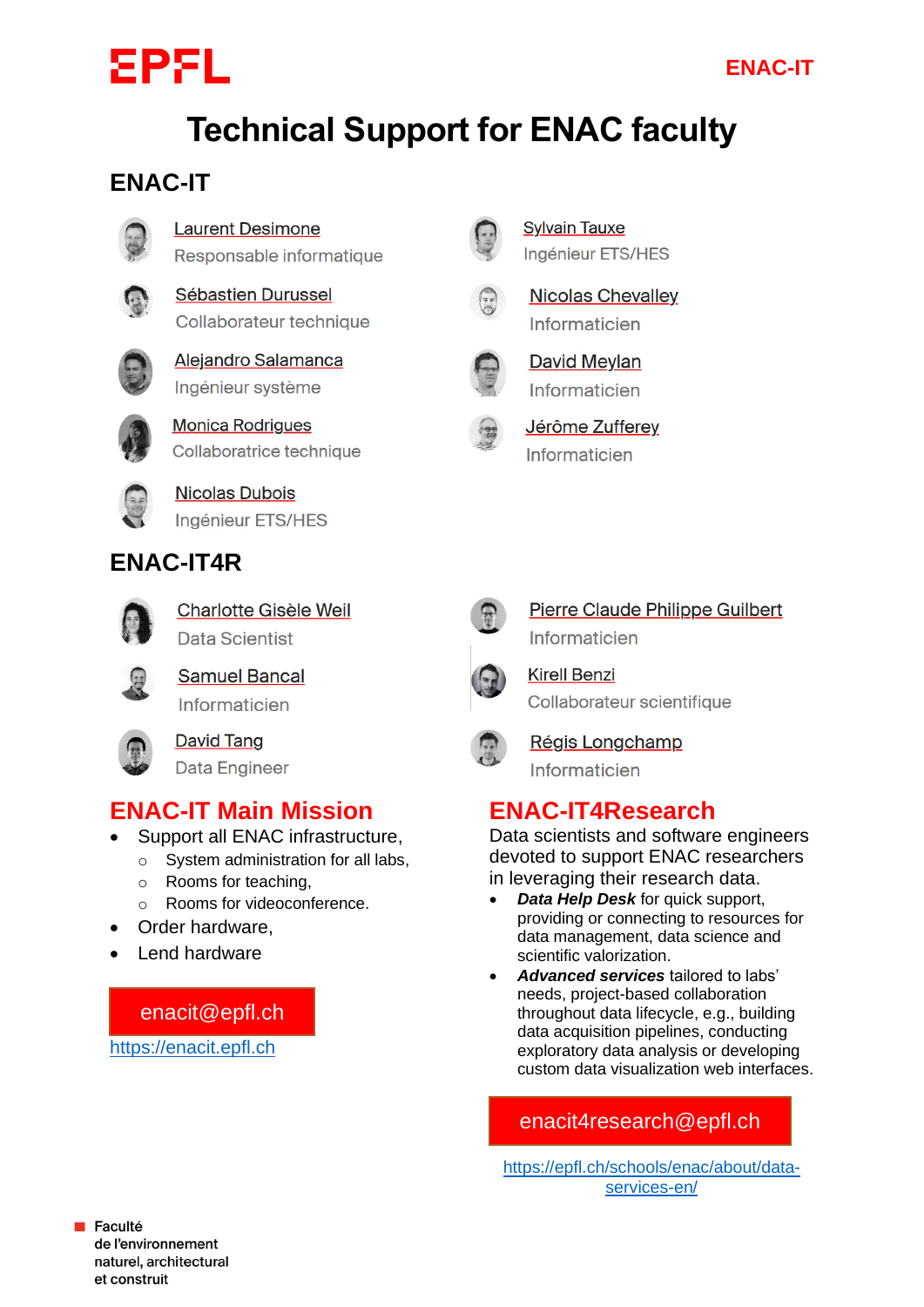EPFL

ENAC-IT

# Technical Support for ENAC faculty

## ENAC-IT

- Laurent Desimone
  Responsable informatique
- Sébastien Durussel
  Collaborateur technique
- Alejandro Salamanca
  Ingénieur système
- Monica Rodrigues
  Collaboratrice technique
- Nicolas Dubois
  Ingénieur ETS/HES
- Sylvain Tauxe
  Ingénieur ETS/HES
- Nicolas Chevalley
  Informaticien
- David Meylan
  Informaticien
- Jérôme Zufferey
  Informaticien

## ENAC-IT4R

- Charlotte Gisèle Weil
  Data Scientist
- Samuel Bancal
  Informaticien
- David Tang
  Data Engineer
- Pierre Claude Philippe Guilbert
  Informaticien
- Kirell Benzi
  Collaborateur scientifique
- Régis Longchamp
  Informaticien

## ENAC-IT Main Mission

- Support all ENAC infrastructure,
  - System administration for all labs,
  - Rooms for teaching,
  - Rooms for videoconference.
- Order hardware,
- Lend hardware

enacit@epfl.ch

https://enacit.epfl.ch

## ENAC-IT4Research

Data scientists and software engineers devoted to support ENAC researchers in leveraging their research data.

- ***Data Help Desk*** for quick support, providing or connecting to resources for data management, data science and scientific valorization.
- ***Advanced services*** tailored to labs' needs, project-based collaboration throughout data lifecycle, e.g., building data acquisition pipelines, conducting exploratory data analysis or developing custom data visualization web interfaces.

enacit4research@epfl.ch

https://epfl.ch/schools/enac/about/data-services-en/

Faculté
de l'environnement
naturel, architectural
et construit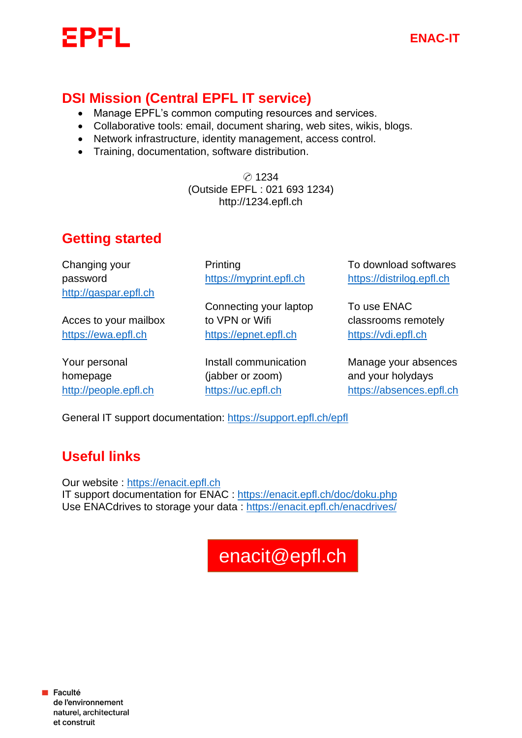# DSI Mission (Central EPFL IT service)

- Manage EPFL's common computing resources and services.
- Collaborative tools: email, document sharing, web sites, wikis, blogs.
- Network infrastructure, identity management, access control.
- Training, documentation, software distribution.

✆ 1234
(Outside EPFL : 021 693 1234)
http://1234.epfl.ch

# Getting started

Changing your password
http://gaspar.epfl.ch

Acces to your mailbox
https://ewa.epfl.ch

Your personal homepage
http://people.epfl.ch

Printing
https://myprint.epfl.ch

Connecting your laptop to VPN or Wifi
https://epnet.epfl.ch

Install communication (jabber or zoom)
https://uc.epfl.ch

To download softwares
https://distrilog.epfl.ch

To use ENAC classrooms remotely
https://vdi.epfl.ch

Manage your absences and your holydays
https://absences.epfl.ch

General IT support documentation: https://support.epfl.ch/epfl

# Useful links

Our website : https://enacit.epfl.ch
IT support documentation for ENAC : https://enacit.epfl.ch/doc/doku.php
Use ENACdrives to storage your data : https://enacit.epfl.ch/enacdrives/

**enacit@epfl.ch**

Faculté de l'environnement naturel, architectural et construit